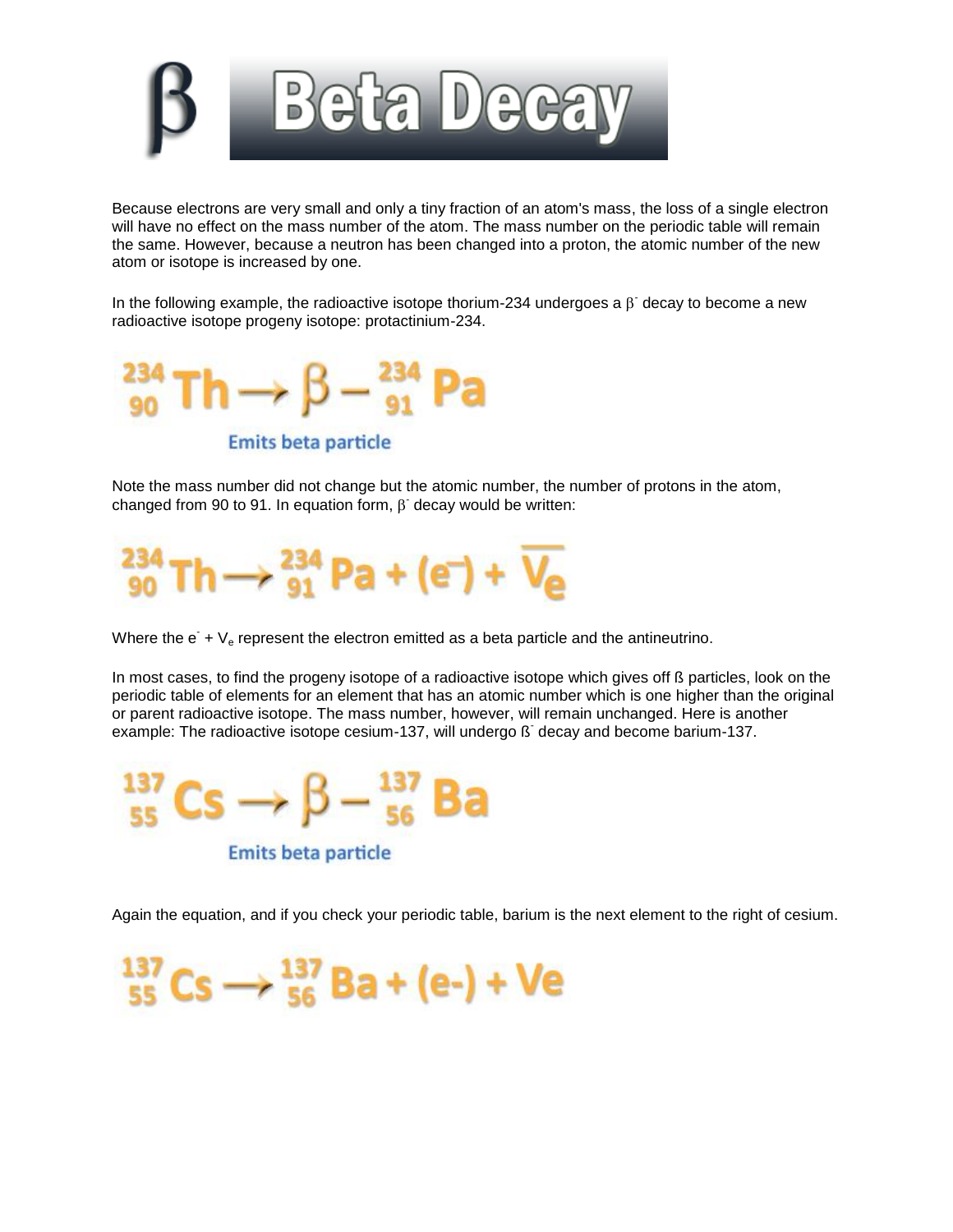# β Beta Decay

Because electrons are very small and only a tiny fraction of an atom's mass, the loss of a single electron will have no effect on the mass number of the atom. The mass number on the periodic table will remain the same. However, because a neutron has been changed into a proton, the atomic number of the new atom or isotope is increased by one.

In the following example, the radioactive isotope thorium-234 undergoes a $\beta^-$ decay to become a new radioactive isotope progeny isotope: protactinium-234.

$$^{234}_{90}\text{Th} \rightarrow \beta - ^{234}_{91}\text{Pa}$$

Emits beta particle

Note the mass number did not change but the atomic number, the number of protons in the atom, changed from 90 to 91. In equation form, $\beta^-$ decay would be written:

$$^{234}_{90}\text{Th} \rightarrow ^{234}_{91}\text{Pa} + (e^-) + \overline{V_e}$$

Where the $e^-$ + $V_e$ represent the electron emitted as a beta particle and the antineutrino.

In most cases, to find the progeny isotope of a radioactive isotope which gives off ß particles, look on the periodic table of elements for an element that has an atomic number which is one higher than the original or parent radioactive isotope. The mass number, however, will remain unchanged. Here is another example: The radioactive isotope cesium-137, will undergo $ß^-$ decay and become barium-137.

$$^{137}_{55}\text{Cs} \rightarrow \beta - ^{137}_{56}\text{Ba}$$

Emits beta particle

Again the equation, and if you check your periodic table, barium is the next element to the right of cesium.

$$^{137}_{55}\text{Cs} \rightarrow ^{137}_{56}\text{Ba} + (e\text{-}) + Ve$$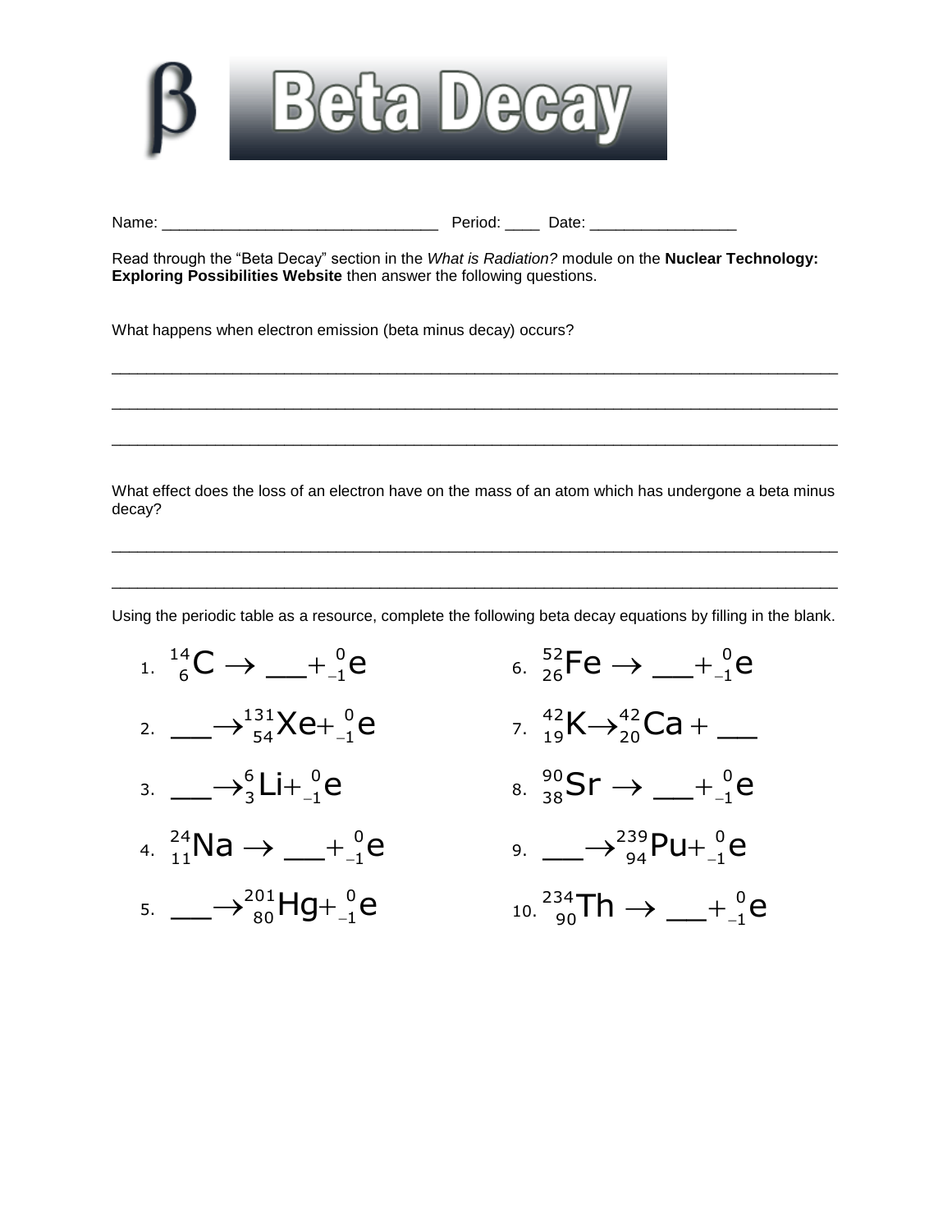# β Beta Decay

Name: _______________________________ Period: ____ Date: ________________

Read through the "Beta Decay" section in the *What is Radiation?* module on the **Nuclear Technology: Exploring Possibilities Website** then answer the following questions.

What happens when electron emission (beta minus decay) occurs?

___________________________________________________________________________

___________________________________________________________________________

___________________________________________________________________________

What effect does the loss of an electron have on the mass of an atom which has undergone a beta minus decay?

___________________________________________________________________________

___________________________________________________________________________

Using the periodic table as a resource, complete the following beta decay equations by filling in the blank.

1. ${}^{14}_{6}C \rightarrow$ ___ $+ {}^{0}_{-1}e$
2. ___ $\rightarrow {}^{131}_{54}Xe + {}^{0}_{-1}e$
3. ___ $\rightarrow {}^{6}_{3}Li + {}^{0}_{-1}e$
4. ${}^{24}_{11}Na \rightarrow$ ___ $+ {}^{0}_{-1}e$
5. ___ $\rightarrow {}^{201}_{80}Hg + {}^{0}_{-1}e$
6. ${}^{52}_{26}Fe \rightarrow$ ___ $+ {}^{0}_{-1}e$
7. ${}^{42}_{19}K \rightarrow {}^{42}_{20}Ca +$ ___
8. ${}^{90}_{38}Sr \rightarrow$ ___ $+ {}^{0}_{-1}e$
9. ___ $\rightarrow {}^{239}_{94}Pu + {}^{0}_{-1}e$
10. ${}^{234}_{90}Th \rightarrow$ ___ $+ {}^{0}_{-1}e$